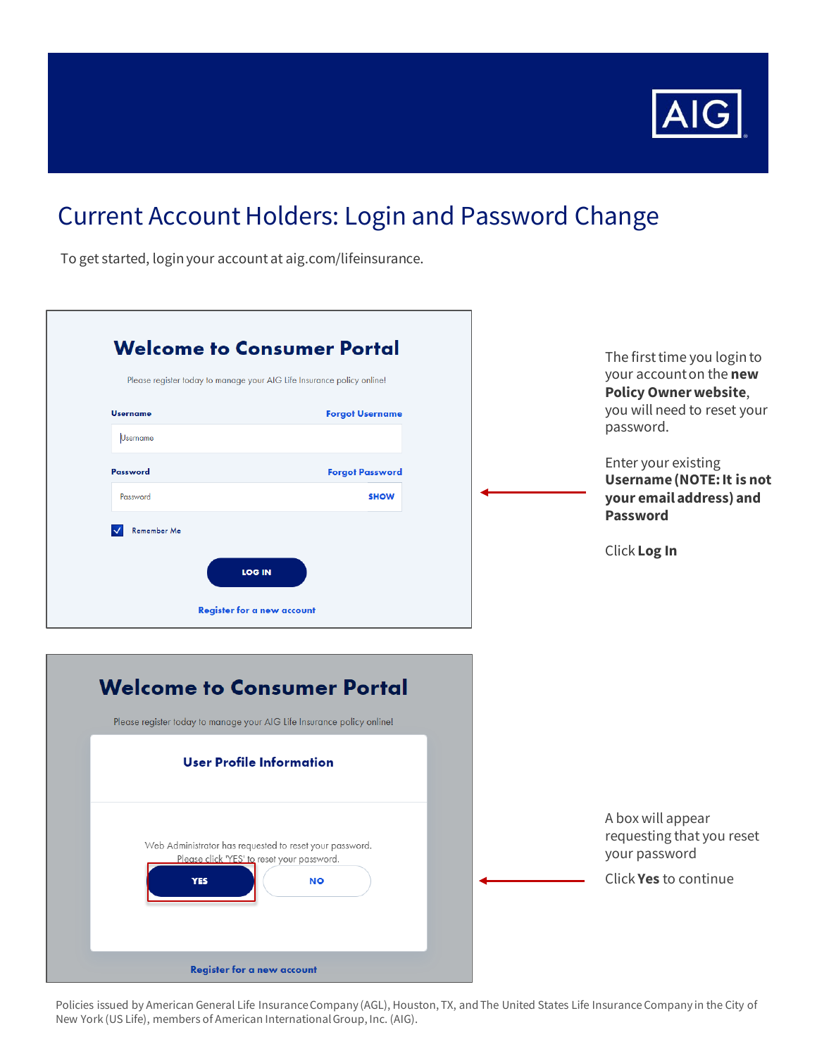AIG

# Current Account Holders: Login and Password Change

To get started, login your account at aig.com/lifeinsurance.

**Welcome to Consumer Portal**

Please register today to manage your AIG Life Insurance policy online!

Username — Forgot Username

Username

Password — Forgot Password

Password — SHOW

Remember Me

LOG IN

Register for a new account

The first time you login to your account on the **new Policy Owner website**, you will need to reset your password.

Enter your existing **Username (NOTE: It is not your email address) and Password**

Click **Log In**

**Welcome to Consumer Portal**

Please register today to manage your AIG Life Insurance policy online!

**User Profile Information**

Web Administrator has requested to reset your password.
Please click 'YES' to reset your password.

YES — NO

Register for a new account

A box will appear requesting that you reset your password

Click **Yes** to continue

Policies issued by American General Life Insurance Company (AGL), Houston, TX, and The United States Life Insurance Company in the City of New York (US Life), members of American International Group, Inc. (AIG).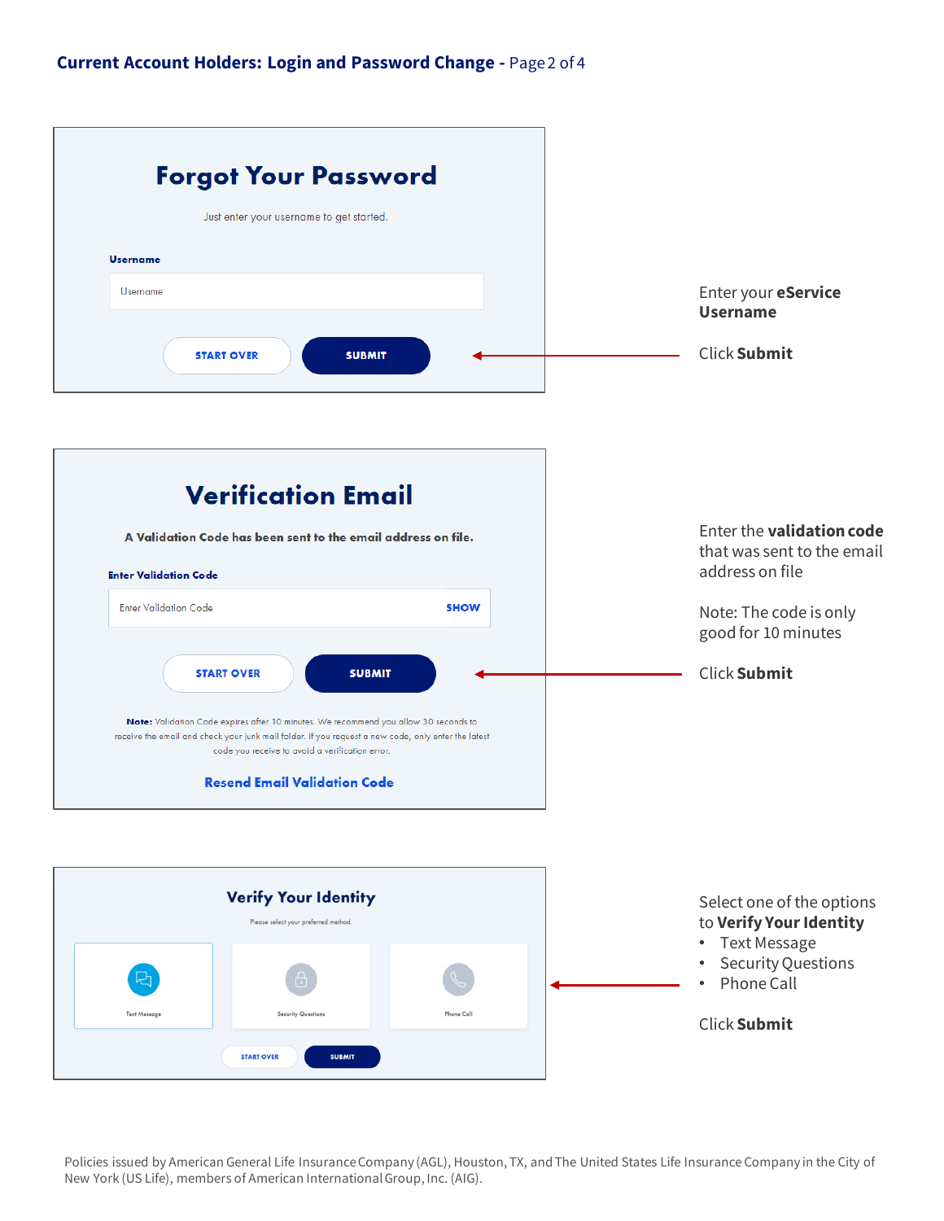## Current Account Holders: Login and Password Change

### Forgot Your Password

Just enter your username to get started.

**Username**

Username

START OVER | SUBMIT

Enter your **eService Username**

Click **Submit**

### Verification Email

**A Validation Code has been sent to the email address on file.**

**Enter Validation Code**

Enter Validation Code SHOW

START OVER | SUBMIT

**Note:** Validation Code expires after 10 minutes. We recommend you allow 30 seconds to receive the email and check your junk mail folder. If you request a new code, only enter the latest code you receive to avoid a verification error.

**Resend Email Validation Code**

Enter the **validation code** that was sent to the email address on file

Note: The code is only good for 10 minutes

Click **Submit**

### Verify Your Identity

Please select your preferred method.

Text Message | Security Questions | Phone Call

START OVER | SUBMIT

Select one of the options to **Verify Your Identity**

- Text Message
- Security Questions
- Phone Call

Click **Submit**

Policies issued by American General Life Insurance Company (AGL), Houston, TX, and The United States Life Insurance Company in the City of New York (US Life), members of American International Group, Inc. (AIG).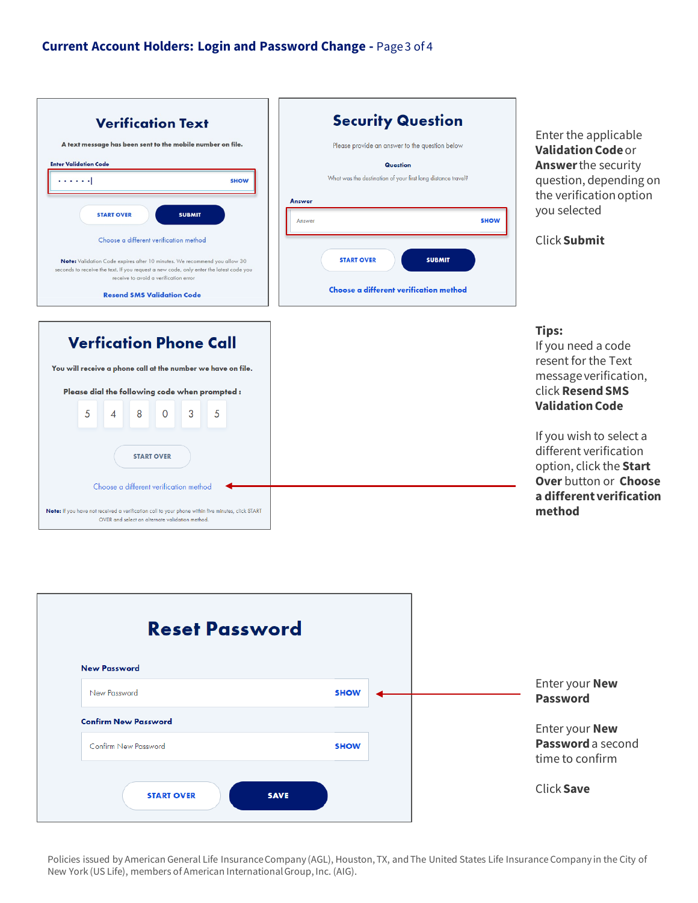## Current Account Holders: Login and Password Change - Page 3 of 4

### Verification Text

A text message has been sent to the mobile number on file.

Enter Validation Code

SHOW

START OVER | SUBMIT

Choose a different verification method

**Note:** Validation Code expires after 10 minutes. We recommend you allow 30 seconds to receive the text. If you request a new code, only enter the latest code you receive to avoid a verification error

Resend SMS Validation Code

### Security Question

Please provide an answer to the question below

Question

What was the destination of your first long distance travel?

Answer

Answer SHOW

START OVER | SUBMIT

Choose a different verification method

Enter the applicable **Validation Code** or **Answer** the security question, depending on the verification option you selected

Click **Submit**

### Verfication Phone Call

You will receive a phone call at the number we have on file.

Please dial the following code when prompted :

5 4 8 0 3 5

START OVER

Choose a different verification method

**Note:** If you have not received a verification call to your phone within five minutes, click START OVER and select an alternate validation method.

**Tips:**

If you need a code resent for the Text message verification, click **Resend SMS Validation Code**

If you wish to select a different verification option, click the **Start Over** button or **Choose a different verification method**

### Reset Password

New Password

New Password SHOW

Confirm New Password

Confirm New Password SHOW

START OVER | SAVE

Enter your **New Password**

Enter your **New Password** a second time to confirm

Click **Save**

Policies issued by American General Life Insurance Company (AGL), Houston, TX, and The United States Life Insurance Company in the City of New York (US Life), members of American International Group, Inc. (AIG).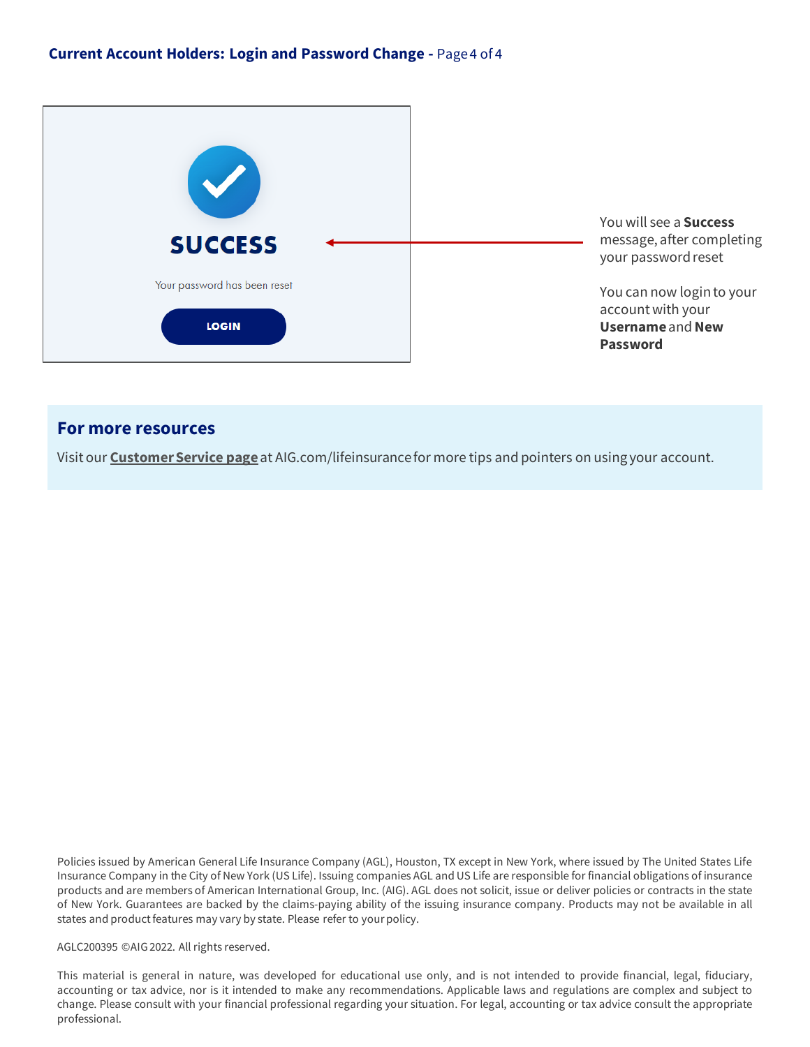## Current Account Holders: Login and Password Change - Page 4 of 4

SUCCESS

Your password has been reset

LOGIN

You will see a **Success** message, after completing your password reset

You can now login to your account with your **Username** and **New Password**

## For more resources

Visit our **Customer Service page** at AIG.com/lifeinsurance for more tips and pointers on using your account.

Policies issued by American General Life Insurance Company (AGL), Houston, TX except in New York, where issued by The United States Life Insurance Company in the City of New York (US Life). Issuing companies AGL and US Life are responsible for financial obligations of insurance products and are members of American International Group, Inc. (AIG). AGL does not solicit, issue or deliver policies or contracts in the state of New York. Guarantees are backed by the claims-paying ability of the issuing insurance company. Products may not be available in all states and product features may vary by state. Please refer to your policy.

AGLC200395 ©AIG 2022. All rights reserved.

This material is general in nature, was developed for educational use only, and is not intended to provide financial, legal, fiduciary, accounting or tax advice, nor is it intended to make any recommendations. Applicable laws and regulations are complex and subject to change. Please consult with your financial professional regarding your situation. For legal, accounting or tax advice consult the appropriate professional.